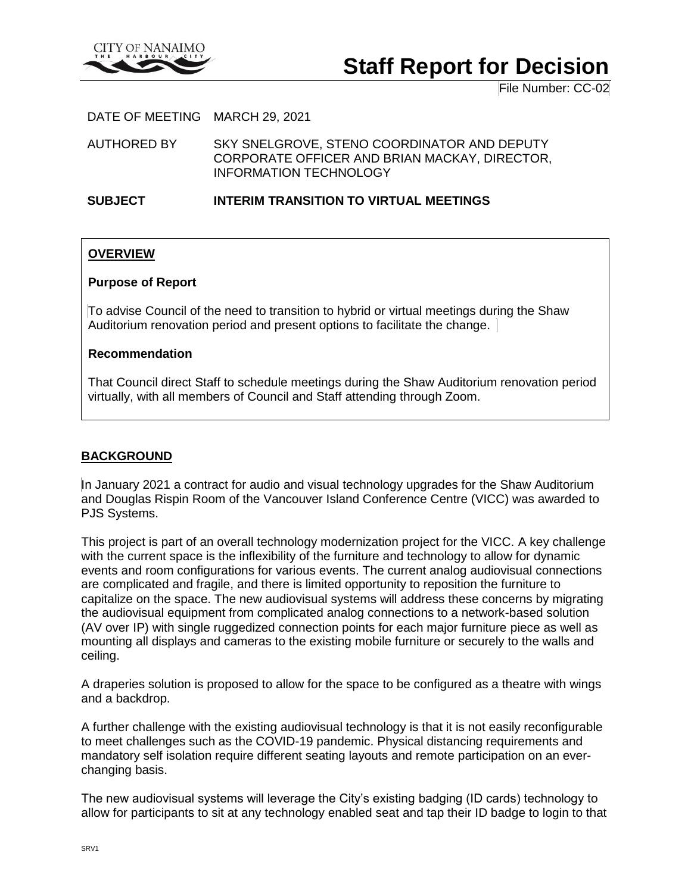# Staff Report for Decision

File Number: CC-02

DATE OF MEETING MARCH 29, 2021

AUTHORED BY SKY SNELGROVE, STENO COORDINATOR AND DEPUTY CORPORATE OFFICER AND BRIAN MACKAY, DIRECTOR, INFORMATION TECHNOLOGY

**SUBJECT INTERIM TRANSITION TO VIRTUAL MEETINGS**

## OVERVIEW

**Purpose of Report**

To advise Council of the need to transition to hybrid or virtual meetings during the Shaw Auditorium renovation period and present options to facilitate the change.

**Recommendation**

That Council direct Staff to schedule meetings during the Shaw Auditorium renovation period virtually, with all members of Council and Staff attending through Zoom.

## BACKGROUND

In January 2021 a contract for audio and visual technology upgrades for the Shaw Auditorium and Douglas Rispin Room of the Vancouver Island Conference Centre (VICC) was awarded to PJS Systems.

This project is part of an overall technology modernization project for the VICC. A key challenge with the current space is the inflexibility of the furniture and technology to allow for dynamic events and room configurations for various events. The current analog audiovisual connections are complicated and fragile, and there is limited opportunity to reposition the furniture to capitalize on the space. The new audiovisual systems will address these concerns by migrating the audiovisual equipment from complicated analog connections to a network-based solution (AV over IP) with single ruggedized connection points for each major furniture piece as well as mounting all displays and cameras to the existing mobile furniture or securely to the walls and ceiling.

A draperies solution is proposed to allow for the space to be configured as a theatre with wings and a backdrop.

A further challenge with the existing audiovisual technology is that it is not easily reconfigurable to meet challenges such as the COVID-19 pandemic. Physical distancing requirements and mandatory self isolation require different seating layouts and remote participation on an ever-changing basis.

The new audiovisual systems will leverage the City's existing badging (ID cards) technology to allow for participants to sit at any technology enabled seat and tap their ID badge to login to that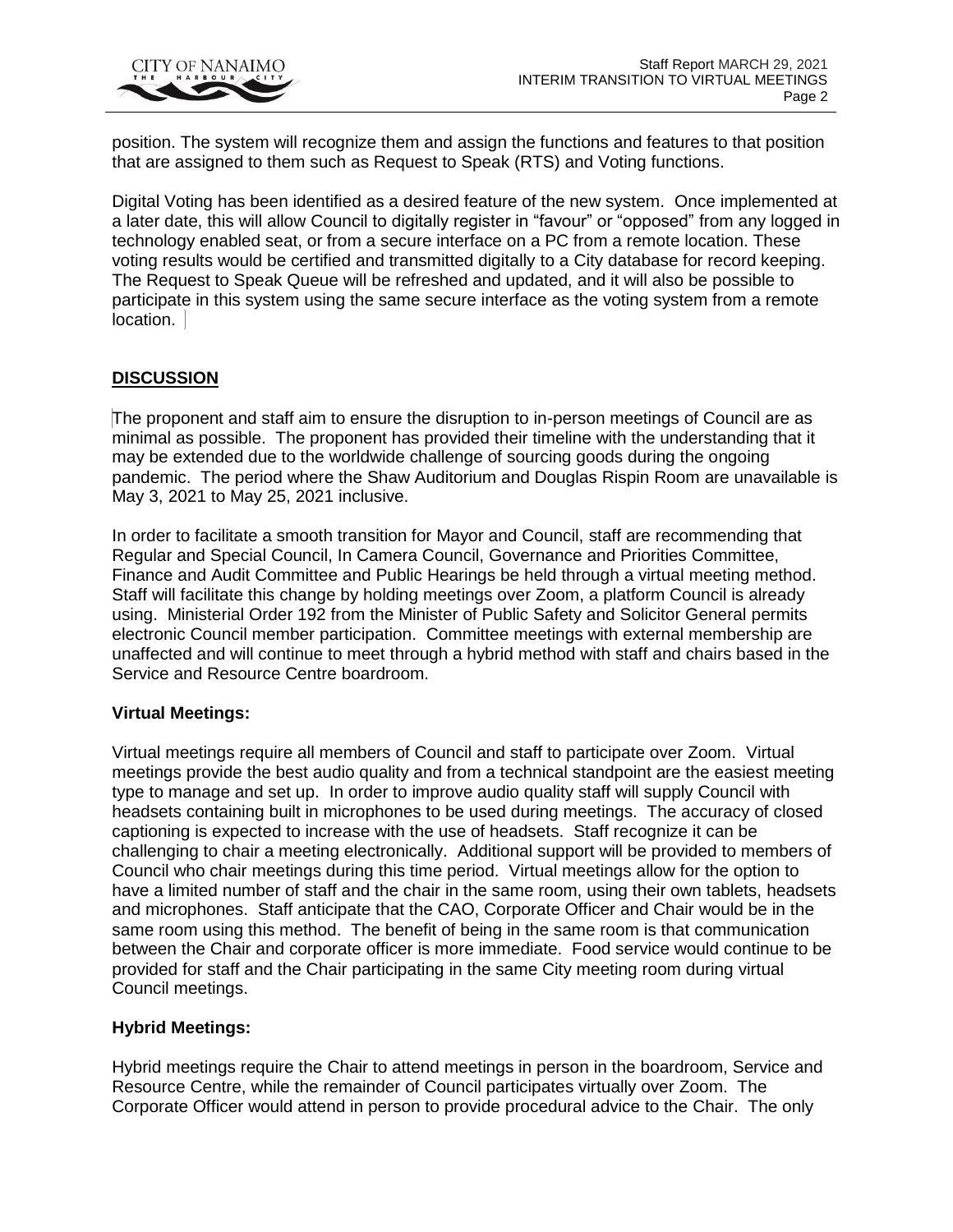position. The system will recognize them and assign the functions and features to that position that are assigned to them such as Request to Speak (RTS) and Voting functions.

Digital Voting has been identified as a desired feature of the new system. Once implemented at a later date, this will allow Council to digitally register in "favour" or "opposed" from any logged in technology enabled seat, or from a secure interface on a PC from a remote location. These voting results would be certified and transmitted digitally to a City database for record keeping. The Request to Speak Queue will be refreshed and updated, and it will also be possible to participate in this system using the same secure interface as the voting system from a remote location.

## DISCUSSION

The proponent and staff aim to ensure the disruption to in-person meetings of Council are as minimal as possible. The proponent has provided their timeline with the understanding that it may be extended due to the worldwide challenge of sourcing goods during the ongoing pandemic. The period where the Shaw Auditorium and Douglas Rispin Room are unavailable is May 3, 2021 to May 25, 2021 inclusive.

In order to facilitate a smooth transition for Mayor and Council, staff are recommending that Regular and Special Council, In Camera Council, Governance and Priorities Committee, Finance and Audit Committee and Public Hearings be held through a virtual meeting method. Staff will facilitate this change by holding meetings over Zoom, a platform Council is already using. Ministerial Order 192 from the Minister of Public Safety and Solicitor General permits electronic Council member participation. Committee meetings with external membership are unaffected and will continue to meet through a hybrid method with staff and chairs based in the Service and Resource Centre boardroom.

### Virtual Meetings:

Virtual meetings require all members of Council and staff to participate over Zoom. Virtual meetings provide the best audio quality and from a technical standpoint are the easiest meeting type to manage and set up. In order to improve audio quality staff will supply Council with headsets containing built in microphones to be used during meetings. The accuracy of closed captioning is expected to increase with the use of headsets. Staff recognize it can be challenging to chair a meeting electronically. Additional support will be provided to members of Council who chair meetings during this time period. Virtual meetings allow for the option to have a limited number of staff and the chair in the same room, using their own tablets, headsets and microphones. Staff anticipate that the CAO, Corporate Officer and Chair would be in the same room using this method. The benefit of being in the same room is that communication between the Chair and corporate officer is more immediate. Food service would continue to be provided for staff and the Chair participating in the same City meeting room during virtual Council meetings.

### Hybrid Meetings:

Hybrid meetings require the Chair to attend meetings in person in the boardroom, Service and Resource Centre, while the remainder of Council participates virtually over Zoom. The Corporate Officer would attend in person to provide procedural advice to the Chair. The only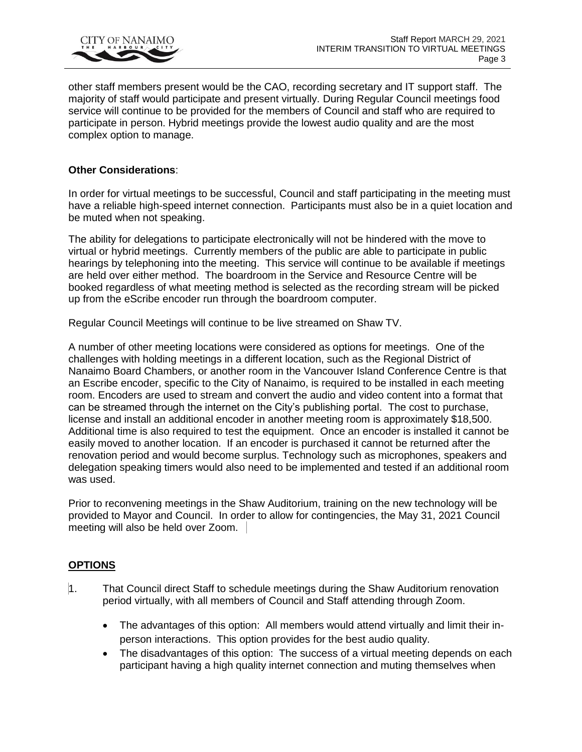other staff members present would be the CAO, recording secretary and IT support staff. The majority of staff would participate and present virtually. During Regular Council meetings food service will continue to be provided for the members of Council and staff who are required to participate in person. Hybrid meetings provide the lowest audio quality and are the most complex option to manage.

**Other Considerations**:

In order for virtual meetings to be successful, Council and staff participating in the meeting must have a reliable high-speed internet connection. Participants must also be in a quiet location and be muted when not speaking.

The ability for delegations to participate electronically will not be hindered with the move to virtual or hybrid meetings. Currently members of the public are able to participate in public hearings by telephoning into the meeting. This service will continue to be available if meetings are held over either method. The boardroom in the Service and Resource Centre will be booked regardless of what meeting method is selected as the recording stream will be picked up from the eScribe encoder run through the boardroom computer.

Regular Council Meetings will continue to be live streamed on Shaw TV.

A number of other meeting locations were considered as options for meetings. One of the challenges with holding meetings in a different location, such as the Regional District of Nanaimo Board Chambers, or another room in the Vancouver Island Conference Centre is that an Escribe encoder, specific to the City of Nanaimo, is required to be installed in each meeting room. Encoders are used to stream and convert the audio and video content into a format that can be streamed through the internet on the City's publishing portal. The cost to purchase, license and install an additional encoder in another meeting room is approximately $18,500. Additional time is also required to test the equipment. Once an encoder is installed it cannot be easily moved to another location. If an encoder is purchased it cannot be returned after the renovation period and would become surplus. Technology such as microphones, speakers and delegation speaking timers would also need to be implemented and tested if an additional room was used.

Prior to reconvening meetings in the Shaw Auditorium, training on the new technology will be provided to Mayor and Council. In order to allow for contingencies, the May 31, 2021 Council meeting will also be held over Zoom.

## OPTIONS

1. That Council direct Staff to schedule meetings during the Shaw Auditorium renovation period virtually, with all members of Council and Staff attending through Zoom.

   - The advantages of this option: All members would attend virtually and limit their in-person interactions. This option provides for the best audio quality.
   - The disadvantages of this option: The success of a virtual meeting depends on each participant having a high quality internet connection and muting themselves when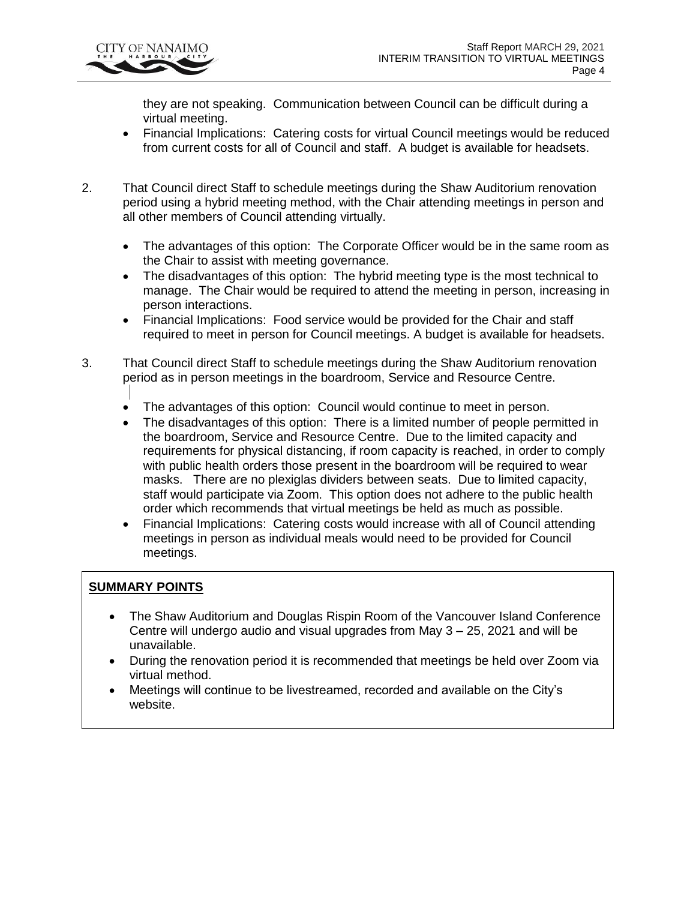they are not speaking. Communication between Council can be difficult during a virtual meeting.
- Financial Implications: Catering costs for virtual Council meetings would be reduced from current costs for all of Council and staff. A budget is available for headsets.

2. That Council direct Staff to schedule meetings during the Shaw Auditorium renovation period using a hybrid meeting method, with the Chair attending meetings in person and all other members of Council attending virtually.

    - The advantages of this option: The Corporate Officer would be in the same room as the Chair to assist with meeting governance.
    - The disadvantages of this option: The hybrid meeting type is the most technical to manage. The Chair would be required to attend the meeting in person, increasing in person interactions.
    - Financial Implications: Food service would be provided for the Chair and staff required to meet in person for Council meetings. A budget is available for headsets.

3. That Council direct Staff to schedule meetings during the Shaw Auditorium renovation period as in person meetings in the boardroom, Service and Resource Centre.

    - The advantages of this option: Council would continue to meet in person.
    - The disadvantages of this option: There is a limited number of people permitted in the boardroom, Service and Resource Centre. Due to the limited capacity and requirements for physical distancing, if room capacity is reached, in order to comply with public health orders those present in the boardroom will be required to wear masks. There are no plexiglas dividers between seats. Due to limited capacity, staff would participate via Zoom. This option does not adhere to the public health order which recommends that virtual meetings be held as much as possible.
    - Financial Implications: Catering costs would increase with all of Council attending meetings in person as individual meals would need to be provided for Council meetings.

## SUMMARY POINTS

- The Shaw Auditorium and Douglas Rispin Room of the Vancouver Island Conference Centre will undergo audio and visual upgrades from May 3 – 25, 2021 and will be unavailable.
- During the renovation period it is recommended that meetings be held over Zoom via virtual method.
- Meetings will continue to be livestreamed, recorded and available on the City's website.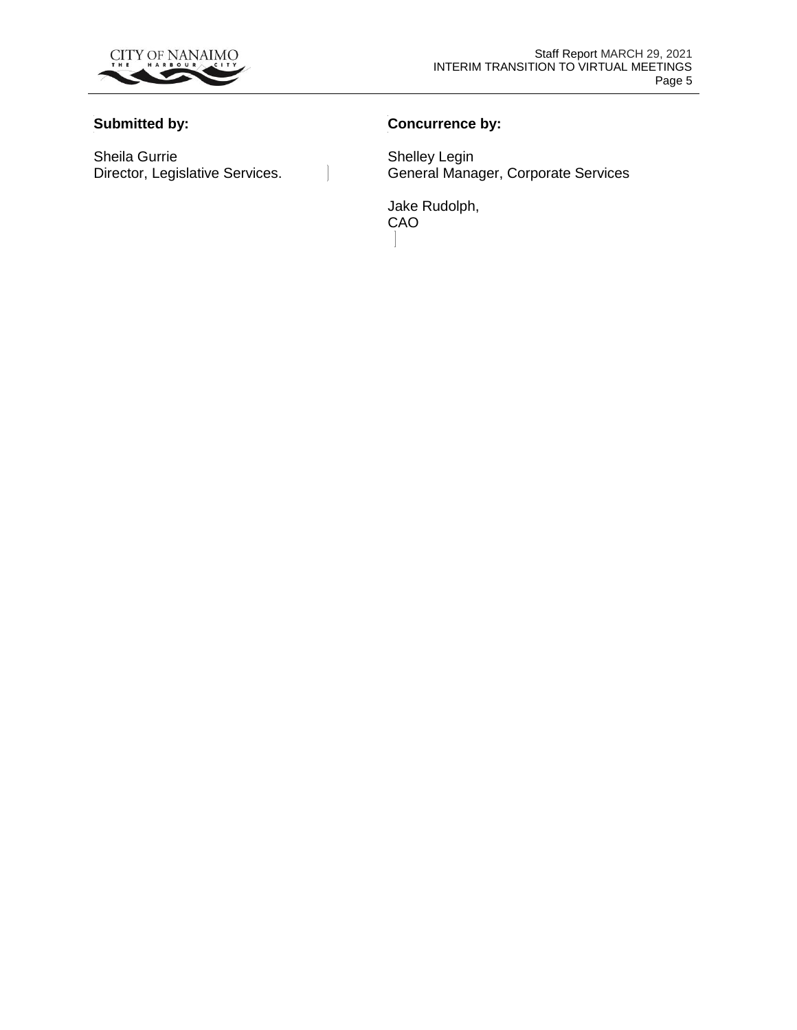**Submitted by:**

Sheila Gurrie
Director, Legislative Services.

**Concurrence by:**

Shelley Legin
General Manager, Corporate Services

Jake Rudolph,
CAO